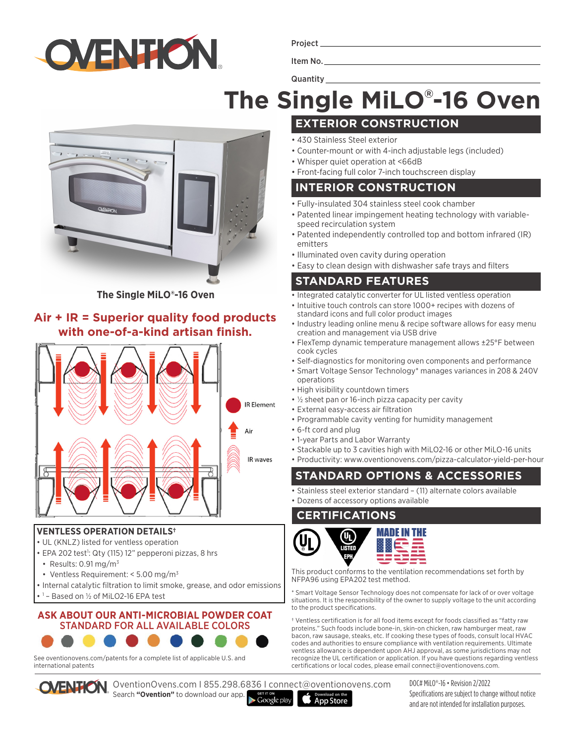Project ___

Item No. ___

Quantity ___

# The Single MiLO®-16 Oven

The Single MiLO®-16 Oven

## Air + IR = Superior quality food products with one-of-a-kind artisan finish.

IR Element

Air

IR waves

### VENTLESS OPERATION DETAILS†

- UL (KNLZ) listed for ventless operation
- EPA 202 test[1]: Qty (115) 12" pepperoni pizzas, 8 hrs
  - Results: 0.91 mg/m³
  - Ventless Requirement: < 5.00 mg/m³
- Internal catalytic filtration to limit smoke, grease, and odor emissions
- [1] – Based on ½ of MiLO2-16 EPA test

### ASK ABOUT OUR ANTI-MICROBIAL POWDER COAT STANDARD FOR ALL AVAILABLE COLORS

See oventionovens.com/patents for a complete list of applicable U.S. and international patents

## EXTERIOR CONSTRUCTION

- 430 Stainless Steel exterior
- Counter-mount or with 4-inch adjustable legs (included)
- Whisper quiet operation at <66dB
- Front-facing full color 7-inch touchscreen display

## INTERIOR CONSTRUCTION

- Fully-insulated 304 stainless steel cook chamber
- Patented linear impingement heating technology with variable-speed recirculation system
- Patented independently controlled top and bottom infrared (IR) emitters
- Illuminated oven cavity during operation
- Easy to clean design with dishwasher safe trays and filters

## STANDARD FEATURES

- Integrated catalytic converter for UL listed ventless operation
- Intuitive touch controls can store 1000+ recipes with dozens of standard icons and full color product images
- Industry leading online menu & recipe software allows for easy menu creation and management via USB drive
- FlexTemp dynamic temperature management allows ±25°F between cook cycles
- Self-diagnostics for monitoring oven components and performance
- Smart Voltage Sensor Technology* manages variances in 208 & 240V operations
- High visibility countdown timers
- ½ sheet pan or 16-inch pizza capacity per cavity
- External easy-access air filtration
- Programmable cavity venting for humidity management
- 6-ft cord and plug
- 1-year Parts and Labor Warranty
- Stackable up to 3 cavities high with MiLO2-16 or other MiLO-16 units
- Productivity: www.oventionovens.com/pizza-calculator-yield-per-hour

## STANDARD OPTIONS & ACCESSORIES

- Stainless steel exterior standard – (11) alternate colors available
- Dozens of accessory options available

## CERTIFICATIONS

UL LISTED EPH — MADE IN THE USA

This product conforms to the ventilation recommendations set forth by NFPA96 using EPA202 test method.

\* Smart Voltage Sensor Technology does not compensate for lack of or over voltage situations. It is the responsibility of the owner to supply voltage to the unit according to the product specifications.

† Ventless certification is for all food items except for foods classified as "fatty raw proteins." Such foods include bone-in, skin-on chicken, raw hamburger meat, raw bacon, raw sausage, steaks, etc. If cooking these types of foods, consult local HVAC codes and authorities to ensure compliance with ventilation requirements. Ultimate ventless allowance is dependent upon AHJ approval, as some jurisdictions may not recognize the UL certification or application. If you have questions regarding ventless certifications or local codes, please email connect@oventionovens.com.

OventionOvens.com I 855.298.6836 I connect@oventionovens.com
Search **"Ovention"** to download our app. Google play | App Store

DOC# MiLO®-16 • Revision 2/2022
Specifications are subject to change without notice and are not intended for installation purposes.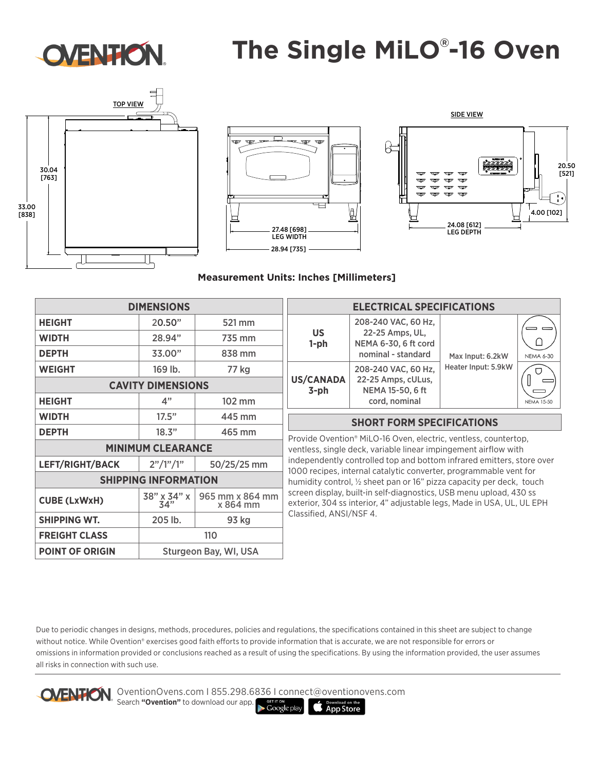# The Single MiLO®-16 Oven

TOP VIEW

30.04 [763]

33.00 [838]

27.48 [698] LEG WIDTH

28.94 [735]

SIDE VIEW

20.50 [521]

4.00 [102]

24.08 [612] LEG DEPTH

**Measurement Units: Inches [Millimeters]**

| DIMENSIONS | | |
|---|---|---|
| **HEIGHT** | 20.50" | 521 mm |
| **WIDTH** | 28.94" | 735 mm |
| **DEPTH** | 33.00" | 838 mm |
| **WEIGHT** | 169 lb. | 77 kg |
| **CAVITY DIMENSIONS** | | |
| **HEIGHT** | 4" | 102 mm |
| **WIDTH** | 17.5" | 445 mm |
| **DEPTH** | 18.3" | 465 mm |
| **MINIMUM CLEARANCE** | | |
| **LEFT/RIGHT/BACK** | 2"/1"/1" | 50/25/25 mm |
| **SHIPPING INFORMATION** | | |
| **CUBE (LxWxH)** | 38" x 34" x 34" | 965 mm x 864 mm x 864 mm |
| **SHIPPING WT.** | 205 lb. | 93 kg |
| **FREIGHT CLASS** | 110 | |
| **POINT OF ORIGIN** | Sturgeon Bay, WI, USA | |

| ELECTRICAL SPECIFICATIONS | | | |
|---|---|---|---|
| **US 1-ph** | 208-240 VAC, 60 Hz, 22-25 Amps, UL, NEMA 6-30, 6 ft cord nominal - standard | Max Input: 6.2kW Heater Input: 5.9kW | NEMA 6-30 |
| **US/CANADA 3-ph** | 208-240 VAC, 60 Hz, 22-25 Amps, cULus, NEMA 15-50, 6 ft cord, nominal | | NEMA 15-50 |

## SHORT FORM SPECIFICATIONS

Provide Ovention® MiLO-16 Oven, electric, ventless, countertop, ventless, single deck, variable linear impingement airflow with independently controlled top and bottom infrared emitters, store over 1000 recipes, internal catalytic converter, programmable vent for humidity control, ½ sheet pan or 16" pizza capacity per deck, touch screen display, built-in self-diagnostics, USB menu upload, 430 ss exterior, 304 ss interior, 4" adjustable legs, Made in USA, UL, UL EPH Classified, ANSI/NSF 4.

Due to periodic changes in designs, methods, procedures, policies and regulations, the specifications contained in this sheet are subject to change without notice. While Ovention® exercises good faith efforts to provide information that is accurate, we are not responsible for errors or omissions in information provided or conclusions reached as a result of using the specifications. By using the information provided, the user assumes all risks in connection with such use.

OventionOvens.com I 855.298.6836 I connect@oventionovens.com

Search **"Ovention"** to download our app.